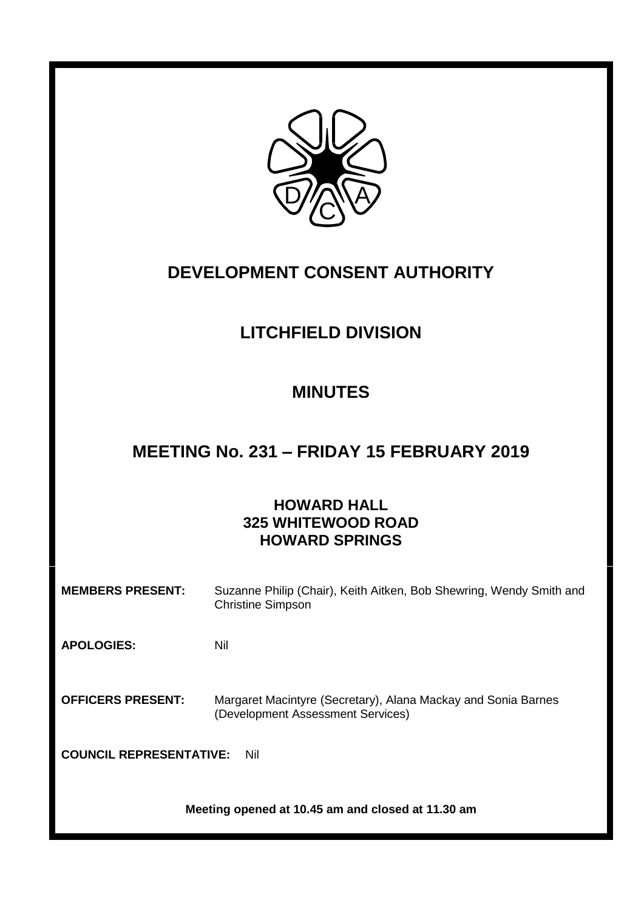# DEVELOPMENT CONSENT AUTHORITY

## LITCHFIELD DIVISION

## MINUTES

## MEETING No. 231 – FRIDAY 15 FEBRUARY 2019

### HOWARD HALL
### 325 WHITEWOOD ROAD
### HOWARD SPRINGS

**MEMBERS PRESENT:** Suzanne Philip (Chair), Keith Aitken, Bob Shewring, Wendy Smith and Christine Simpson

**APOLOGIES:** Nil

**OFFICERS PRESENT:** Margaret Macintyre (Secretary), Alana Mackay and Sonia Barnes (Development Assessment Services)

**COUNCIL REPRESENTATIVE:** Nil

**Meeting opened at 10.45 am and closed at 11.30 am**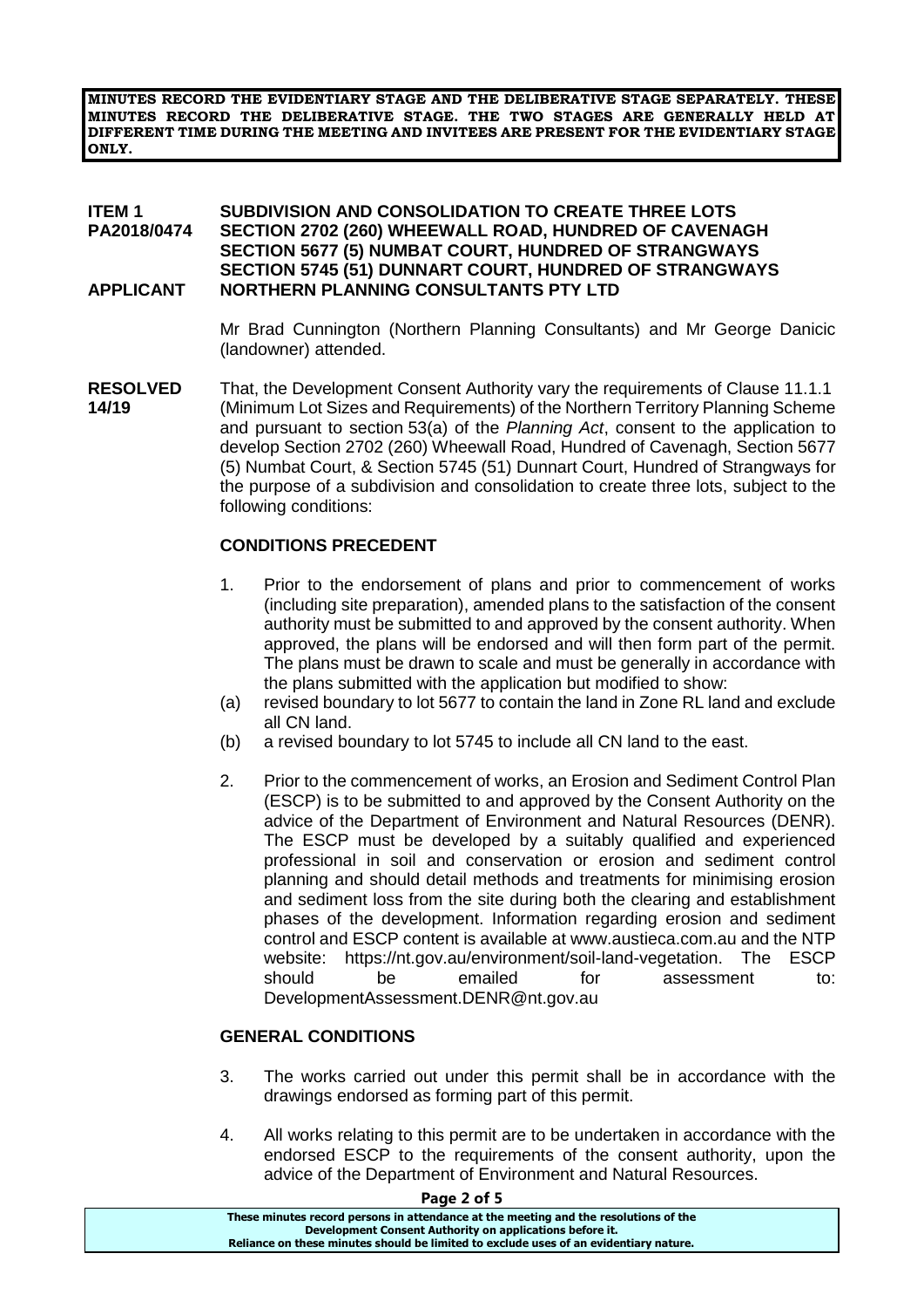**MINUTES RECORD THE EVIDENTIARY STAGE AND THE DELIBERATIVE STAGE SEPARATELY. THESE MINUTES RECORD THE DELIBERATIVE STAGE. THE TWO STAGES ARE GENERALLY HELD AT DIFFERENT TIME DURING THE MEETING AND INVITEES ARE PRESENT FOR THE EVIDENTIARY STAGE ONLY.**

**ITEM 1** **SUBDIVISION AND CONSOLIDATION TO CREATE THREE LOTS**
**PA2018/0474** **SECTION 2702 (260) WHEEWALL ROAD, HUNDRED OF CAVENAGH**
**SECTION 5677 (5) NUMBAT COURT, HUNDRED OF STRANGWAYS**
**SECTION 5745 (51) DUNNART COURT, HUNDRED OF STRANGWAYS**
**APPLICANT** **NORTHERN PLANNING CONSULTANTS PTY LTD**

Mr Brad Cunnington (Northern Planning Consultants) and Mr George Danicic (landowner) attended.

**RESOLVED 14/19** That, the Development Consent Authority vary the requirements of Clause 11.1.1 (Minimum Lot Sizes and Requirements) of the Northern Territory Planning Scheme and pursuant to section 53(a) of the *Planning Act*, consent to the application to develop Section 2702 (260) Wheewall Road, Hundred of Cavenagh, Section 5677 (5) Numbat Court, & Section 5745 (51) Dunnart Court, Hundred of Strangways for the purpose of a subdivision and consolidation to create three lots, subject to the following conditions:

**CONDITIONS PRECEDENT**

1. Prior to the endorsement of plans and prior to commencement of works (including site preparation), amended plans to the satisfaction of the consent authority must be submitted to and approved by the consent authority. When approved, the plans will be endorsed and will then form part of the permit. The plans must be drawn to scale and must be generally in accordance with the plans submitted with the application but modified to show:
   (a) revised boundary to lot 5677 to contain the land in Zone RL land and exclude all CN land.
   (b) a revised boundary to lot 5745 to include all CN land to the east.

2. Prior to the commencement of works, an Erosion and Sediment Control Plan (ESCP) is to be submitted to and approved by the Consent Authority on the advice of the Department of Environment and Natural Resources (DENR). The ESCP must be developed by a suitably qualified and experienced professional in soil and conservation or erosion and sediment control planning and should detail methods and treatments for minimising erosion and sediment loss from the site during both the clearing and establishment phases of the development. Information regarding erosion and sediment control and ESCP content is available at www.austieca.com.au and the NTP website: https://nt.gov.au/environment/soil-land-vegetation. The ESCP should be emailed for assessment to: DevelopmentAssessment.DENR@nt.gov.au

**GENERAL CONDITIONS**

3. The works carried out under this permit shall be in accordance with the drawings endorsed as forming part of this permit.

4. All works relating to this permit are to be undertaken in accordance with the endorsed ESCP to the requirements of the consent authority, upon the advice of the Department of Environment and Natural Resources.

**These minutes record persons in attendance at the meeting and the resolutions of the Development Consent Authority on applications before it. Reliance on these minutes should be limited to exclude uses of an evidentiary nature.**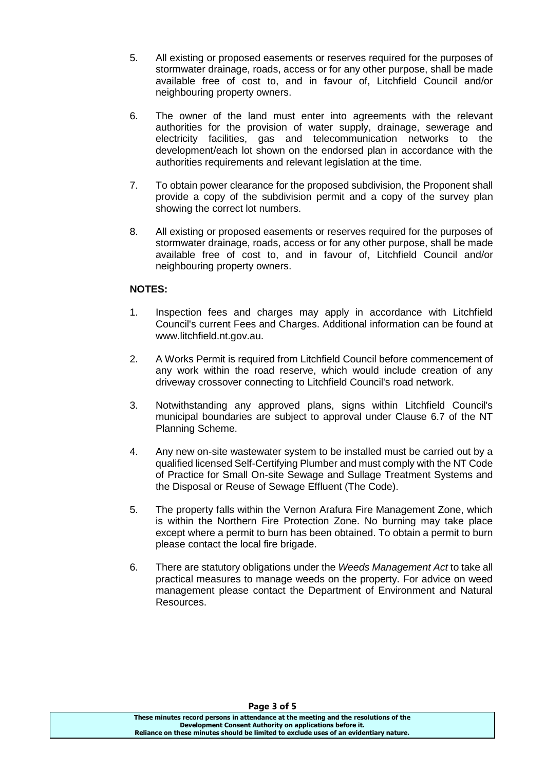5. All existing or proposed easements or reserves required for the purposes of stormwater drainage, roads, access or for any other purpose, shall be made available free of cost to, and in favour of, Litchfield Council and/or neighbouring property owners.

6. The owner of the land must enter into agreements with the relevant authorities for the provision of water supply, drainage, sewerage and electricity facilities, gas and telecommunication networks to the development/each lot shown on the endorsed plan in accordance with the authorities requirements and relevant legislation at the time.

7. To obtain power clearance for the proposed subdivision, the Proponent shall provide a copy of the subdivision permit and a copy of the survey plan showing the correct lot numbers.

8. All existing or proposed easements or reserves required for the purposes of stormwater drainage, roads, access or for any other purpose, shall be made available free of cost to, and in favour of, Litchfield Council and/or neighbouring property owners.

**NOTES:**

1. Inspection fees and charges may apply in accordance with Litchfield Council's current Fees and Charges. Additional information can be found at www.litchfield.nt.gov.au.

2. A Works Permit is required from Litchfield Council before commencement of any work within the road reserve, which would include creation of any driveway crossover connecting to Litchfield Council's road network.

3. Notwithstanding any approved plans, signs within Litchfield Council's municipal boundaries are subject to approval under Clause 6.7 of the NT Planning Scheme.

4. Any new on-site wastewater system to be installed must be carried out by a qualified licensed Self-Certifying Plumber and must comply with the NT Code of Practice for Small On-site Sewage and Sullage Treatment Systems and the Disposal or Reuse of Sewage Effluent (The Code).

5. The property falls within the Vernon Arafura Fire Management Zone, which is within the Northern Fire Protection Zone. No burning may take place except where a permit to burn has been obtained. To obtain a permit to burn please contact the local fire brigade.

6. There are statutory obligations under the *Weeds Management Act* to take all practical measures to manage weeds on the property. For advice on weed management please contact the Department of Environment and Natural Resources.

**These minutes record persons in attendance at the meeting and the resolutions of the Development Consent Authority on applications before it. Reliance on these minutes should be limited to exclude uses of an evidentiary nature.**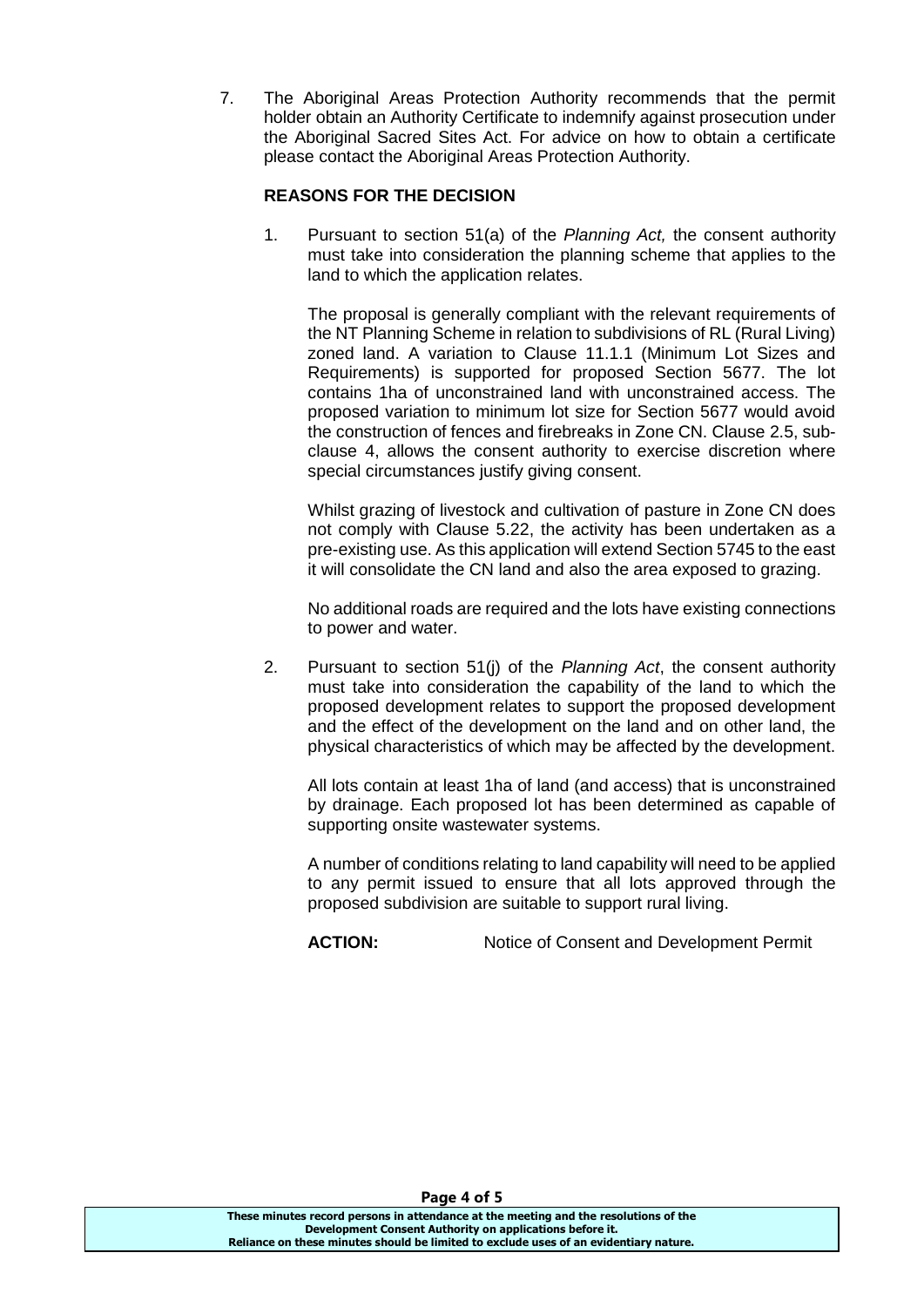7. The Aboriginal Areas Protection Authority recommends that the permit holder obtain an Authority Certificate to indemnify against prosecution under the Aboriginal Sacred Sites Act. For advice on how to obtain a certificate please contact the Aboriginal Areas Protection Authority.

**REASONS FOR THE DECISION**

1. Pursuant to section 51(a) of the *Planning Act,* the consent authority must take into consideration the planning scheme that applies to the land to which the application relates.

   The proposal is generally compliant with the relevant requirements of the NT Planning Scheme in relation to subdivisions of RL (Rural Living) zoned land. A variation to Clause 11.1.1 (Minimum Lot Sizes and Requirements) is supported for proposed Section 5677. The lot contains 1ha of unconstrained land with unconstrained access. The proposed variation to minimum lot size for Section 5677 would avoid the construction of fences and firebreaks in Zone CN. Clause 2.5, sub-clause 4, allows the consent authority to exercise discretion where special circumstances justify giving consent.

   Whilst grazing of livestock and cultivation of pasture in Zone CN does not comply with Clause 5.22, the activity has been undertaken as a pre-existing use. As this application will extend Section 5745 to the east it will consolidate the CN land and also the area exposed to grazing.

   No additional roads are required and the lots have existing connections to power and water.

2. Pursuant to section 51(j) of the *Planning Act*, the consent authority must take into consideration the capability of the land to which the proposed development relates to support the proposed development and the effect of the development on the land and on other land, the physical characteristics of which may be affected by the development.

   All lots contain at least 1ha of land (and access) that is unconstrained by drainage. Each proposed lot has been determined as capable of supporting onsite wastewater systems.

   A number of conditions relating to land capability will need to be applied to any permit issued to ensure that all lots approved through the proposed subdivision are suitable to support rural living.

   **ACTION:** Notice of Consent and Development Permit

These minutes record persons in attendance at the meeting and the resolutions of the Development Consent Authority on applications before it.
Reliance on these minutes should be limited to exclude uses of an evidentiary nature.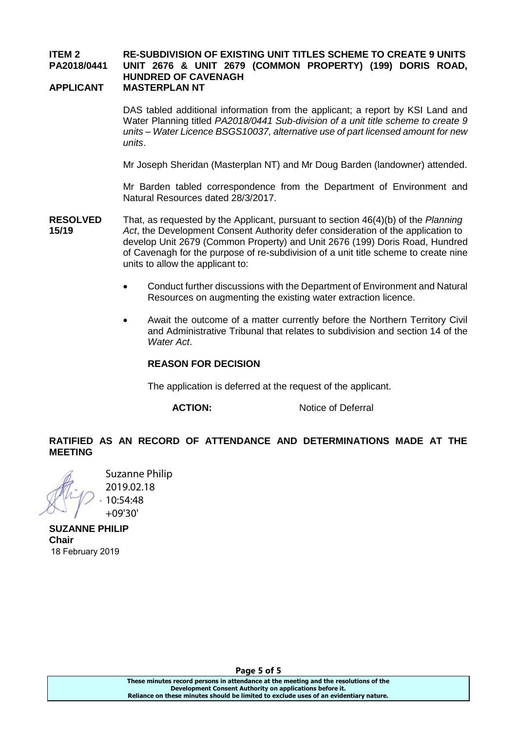**ITEM 2** **RE-SUBDIVISION OF EXISTING UNIT TITLES SCHEME TO CREATE 9 UNITS**
**PA2018/0441** **UNIT 2676 & UNIT 2679 (COMMON PROPERTY) (199) DORIS ROAD, HUNDRED OF CAVENAGH**
**APPLICANT** **MASTERPLAN NT**

DAS tabled additional information from the applicant; a report by KSI Land and Water Planning titled *PA2018/0441 Sub-division of a unit title scheme to create 9 units – Water Licence BSGS10037, alternative use of part licensed amount for new units*.

Mr Joseph Sheridan (Masterplan NT) and Mr Doug Barden (landowner) attended.

Mr Barden tabled correspondence from the Department of Environment and Natural Resources dated 28/3/2017.

**RESOLVED 15/19** That, as requested by the Applicant, pursuant to section 46(4)(b) of the *Planning Act*, the Development Consent Authority defer consideration of the application to develop Unit 2679 (Common Property) and Unit 2676 (199) Doris Road, Hundred of Cavenagh for the purpose of re-subdivision of a unit title scheme to create nine units to allow the applicant to:

- Conduct further discussions with the Department of Environment and Natural Resources on augmenting the existing water extraction licence.
- Await the outcome of a matter currently before the Northern Territory Civil and Administrative Tribunal that relates to subdivision and section 14 of the *Water Act*.

**REASON FOR DECISION**

The application is deferred at the request of the applicant.

**ACTION:** Notice of Deferral

**RATIFIED AS AN RECORD OF ATTENDANCE AND DETERMINATIONS MADE AT THE MEETING**

Suzanne Philip
2019.02.18
10:54:48
+09'30'

**SUZANNE PHILIP**
**Chair**
18 February 2019

**These minutes record persons in attendance at the meeting and the resolutions of the Development Consent Authority on applications before it.**
**Reliance on these minutes should be limited to exclude uses of an evidentiary nature.**